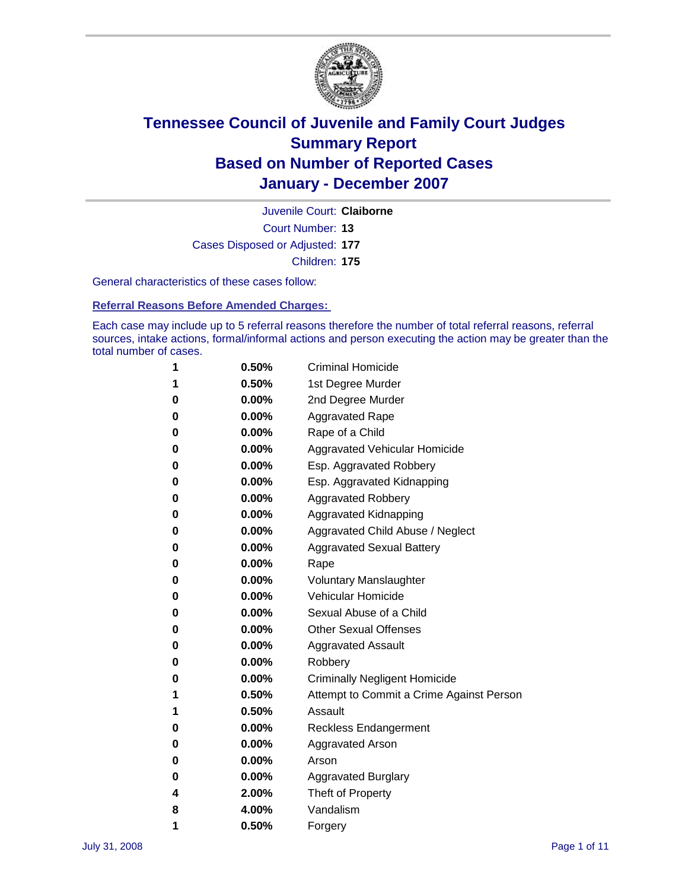# Tennessee Council of Juvenile and Family Court Judges
# Summary Report
# Based on Number of Reported Cases
# January - December 2007

Juvenile Court: **Claiborne**

Court Number: **13**

Cases Disposed or Adjusted: **177**

Children: **175**

General characteristics of these cases follow:

**Referral Reasons Before Amended Charges:**

Each case may include up to 5 referral reasons therefore the number of total referral reasons, referral sources, intake actions, formal/informal actions and person executing the action may be greater than the total number of cases.

| Count | Percent | Referral Reason |
|---|---|---|
| 1 | 0.50% | Criminal Homicide |
| 1 | 0.50% | 1st Degree Murder |
| 0 | 0.00% | 2nd Degree Murder |
| 0 | 0.00% | Aggravated Rape |
| 0 | 0.00% | Rape of a Child |
| 0 | 0.00% | Aggravated Vehicular Homicide |
| 0 | 0.00% | Esp. Aggravated Robbery |
| 0 | 0.00% | Esp. Aggravated Kidnapping |
| 0 | 0.00% | Aggravated Robbery |
| 0 | 0.00% | Aggravated Kidnapping |
| 0 | 0.00% | Aggravated Child Abuse / Neglect |
| 0 | 0.00% | Aggravated Sexual Battery |
| 0 | 0.00% | Rape |
| 0 | 0.00% | Voluntary Manslaughter |
| 0 | 0.00% | Vehicular Homicide |
| 0 | 0.00% | Sexual Abuse of a Child |
| 0 | 0.00% | Other Sexual Offenses |
| 0 | 0.00% | Aggravated Assault |
| 0 | 0.00% | Robbery |
| 0 | 0.00% | Criminally Negligent Homicide |
| 1 | 0.50% | Attempt to Commit a Crime Against Person |
| 1 | 0.50% | Assault |
| 0 | 0.00% | Reckless Endangerment |
| 0 | 0.00% | Aggravated Arson |
| 0 | 0.00% | Arson |
| 0 | 0.00% | Aggravated Burglary |
| 4 | 2.00% | Theft of Property |
| 8 | 4.00% | Vandalism |
| 1 | 0.50% | Forgery |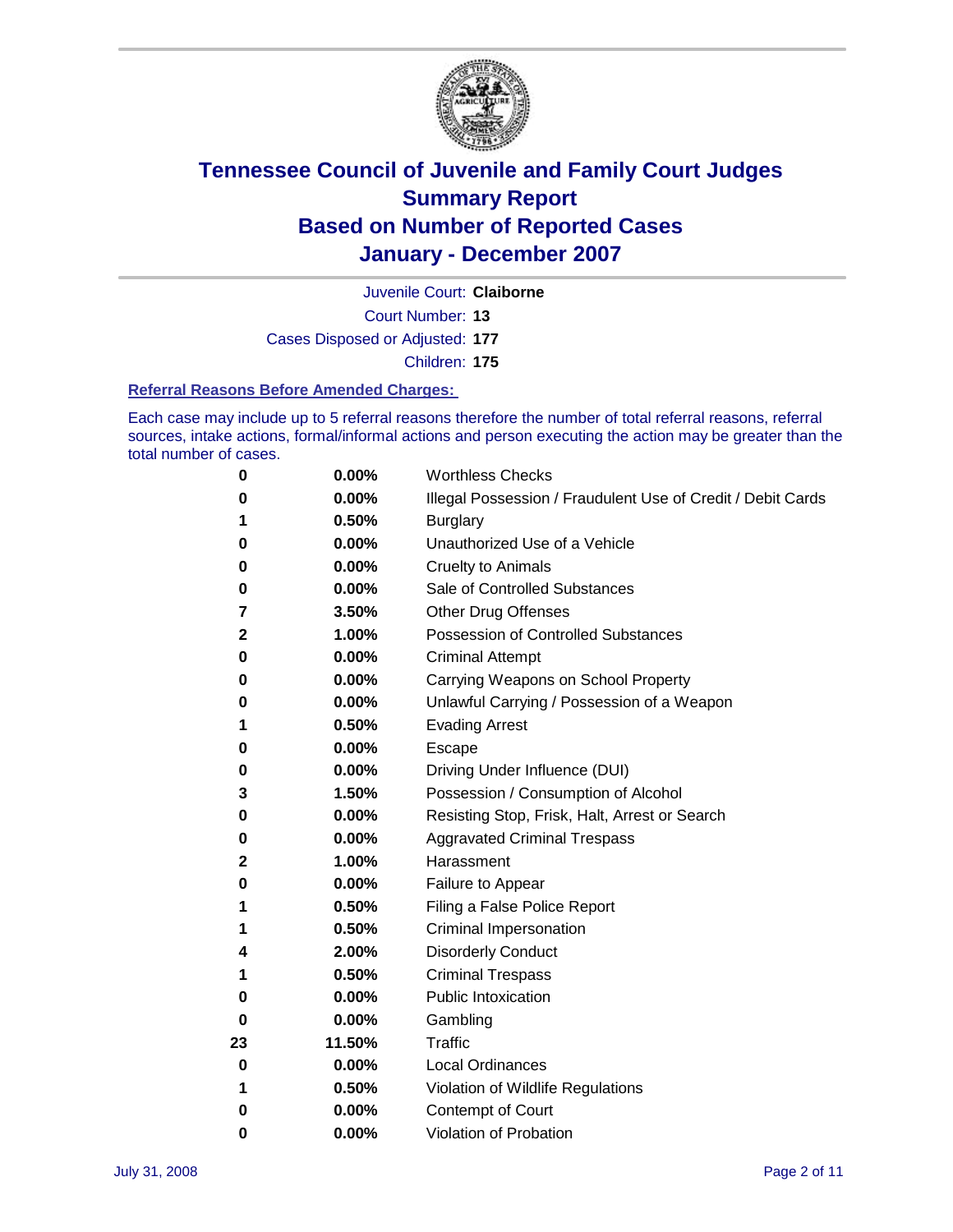# Tennessee Council of Juvenile and Family Court Judges
## Summary Report
## Based on Number of Reported Cases
## January - December 2007

Juvenile Court: **Claiborne**

Court Number: **13**

Cases Disposed or Adjusted: **177**

Children: **175**

### Referral Reasons Before Amended Charges:

Each case may include up to 5 referral reasons therefore the number of total referral reasons, referral sources, intake actions, formal/informal actions and person executing the action may be greater than the total number of cases.

| Count | Percent | Referral Reason |
|---|---|---|
| 0 | 0.00% | Worthless Checks |
| 0 | 0.00% | Illegal Possession / Fraudulent Use of Credit / Debit Cards |
| 1 | 0.50% | Burglary |
| 0 | 0.00% | Unauthorized Use of a Vehicle |
| 0 | 0.00% | Cruelty to Animals |
| 0 | 0.00% | Sale of Controlled Substances |
| 7 | 3.50% | Other Drug Offenses |
| 2 | 1.00% | Possession of Controlled Substances |
| 0 | 0.00% | Criminal Attempt |
| 0 | 0.00% | Carrying Weapons on School Property |
| 0 | 0.00% | Unlawful Carrying / Possession of a Weapon |
| 1 | 0.50% | Evading Arrest |
| 0 | 0.00% | Escape |
| 0 | 0.00% | Driving Under Influence (DUI) |
| 3 | 1.50% | Possession / Consumption of Alcohol |
| 0 | 0.00% | Resisting Stop, Frisk, Halt, Arrest or Search |
| 0 | 0.00% | Aggravated Criminal Trespass |
| 2 | 1.00% | Harassment |
| 0 | 0.00% | Failure to Appear |
| 1 | 0.50% | Filing a False Police Report |
| 1 | 0.50% | Criminal Impersonation |
| 4 | 2.00% | Disorderly Conduct |
| 1 | 0.50% | Criminal Trespass |
| 0 | 0.00% | Public Intoxication |
| 0 | 0.00% | Gambling |
| 23 | 11.50% | Traffic |
| 0 | 0.00% | Local Ordinances |
| 1 | 0.50% | Violation of Wildlife Regulations |
| 0 | 0.00% | Contempt of Court |
| 0 | 0.00% | Violation of Probation |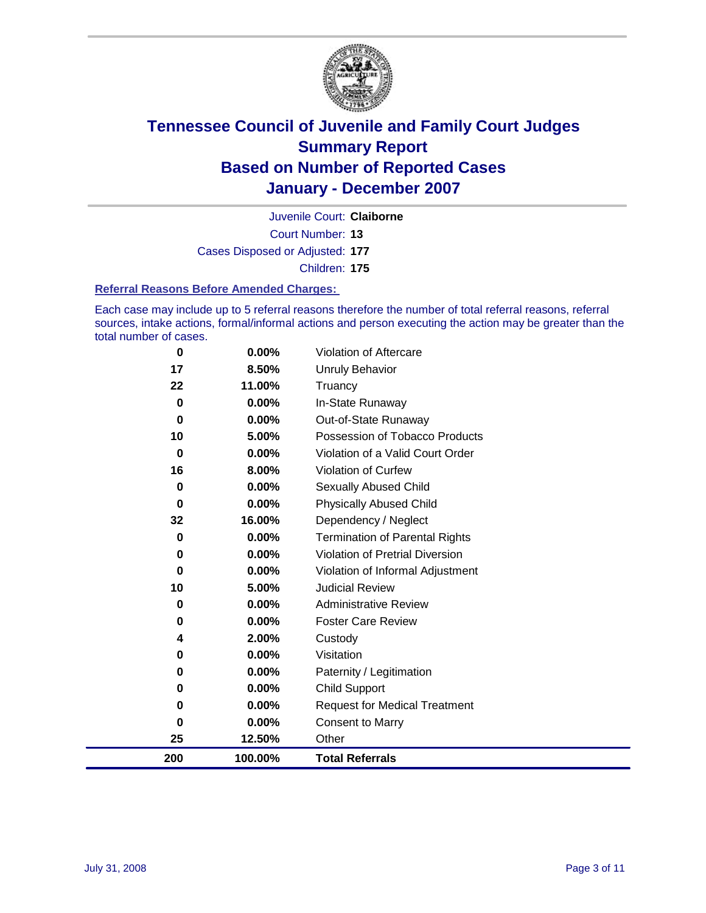# Tennessee Council of Juvenile and Family Court Judges
## Summary Report
## Based on Number of Reported Cases
## January - December 2007

Juvenile Court: **Claiborne**

Court Number: **13**

Cases Disposed or Adjusted: **177**

Children: **175**

### Referral Reasons Before Amended Charges:

Each case may include up to 5 referral reasons therefore the number of total referral reasons, referral sources, intake actions, formal/informal actions and person executing the action may be greater than the total number of cases.

| Count | Percent | Referral Reason |
|---|---|---|
| 0 | 0.00% | Violation of Aftercare |
| 17 | 8.50% | Unruly Behavior |
| 22 | 11.00% | Truancy |
| 0 | 0.00% | In-State Runaway |
| 0 | 0.00% | Out-of-State Runaway |
| 10 | 5.00% | Possession of Tobacco Products |
| 0 | 0.00% | Violation of a Valid Court Order |
| 16 | 8.00% | Violation of Curfew |
| 0 | 0.00% | Sexually Abused Child |
| 0 | 0.00% | Physically Abused Child |
| 32 | 16.00% | Dependency / Neglect |
| 0 | 0.00% | Termination of Parental Rights |
| 0 | 0.00% | Violation of Pretrial Diversion |
| 0 | 0.00% | Violation of Informal Adjustment |
| 10 | 5.00% | Judicial Review |
| 0 | 0.00% | Administrative Review |
| 0 | 0.00% | Foster Care Review |
| 4 | 2.00% | Custody |
| 0 | 0.00% | Visitation |
| 0 | 0.00% | Paternity / Legitimation |
| 0 | 0.00% | Child Support |
| 0 | 0.00% | Request for Medical Treatment |
| 0 | 0.00% | Consent to Marry |
| 25 | 12.50% | Other |
| **200** | **100.00%** | **Total Referrals** |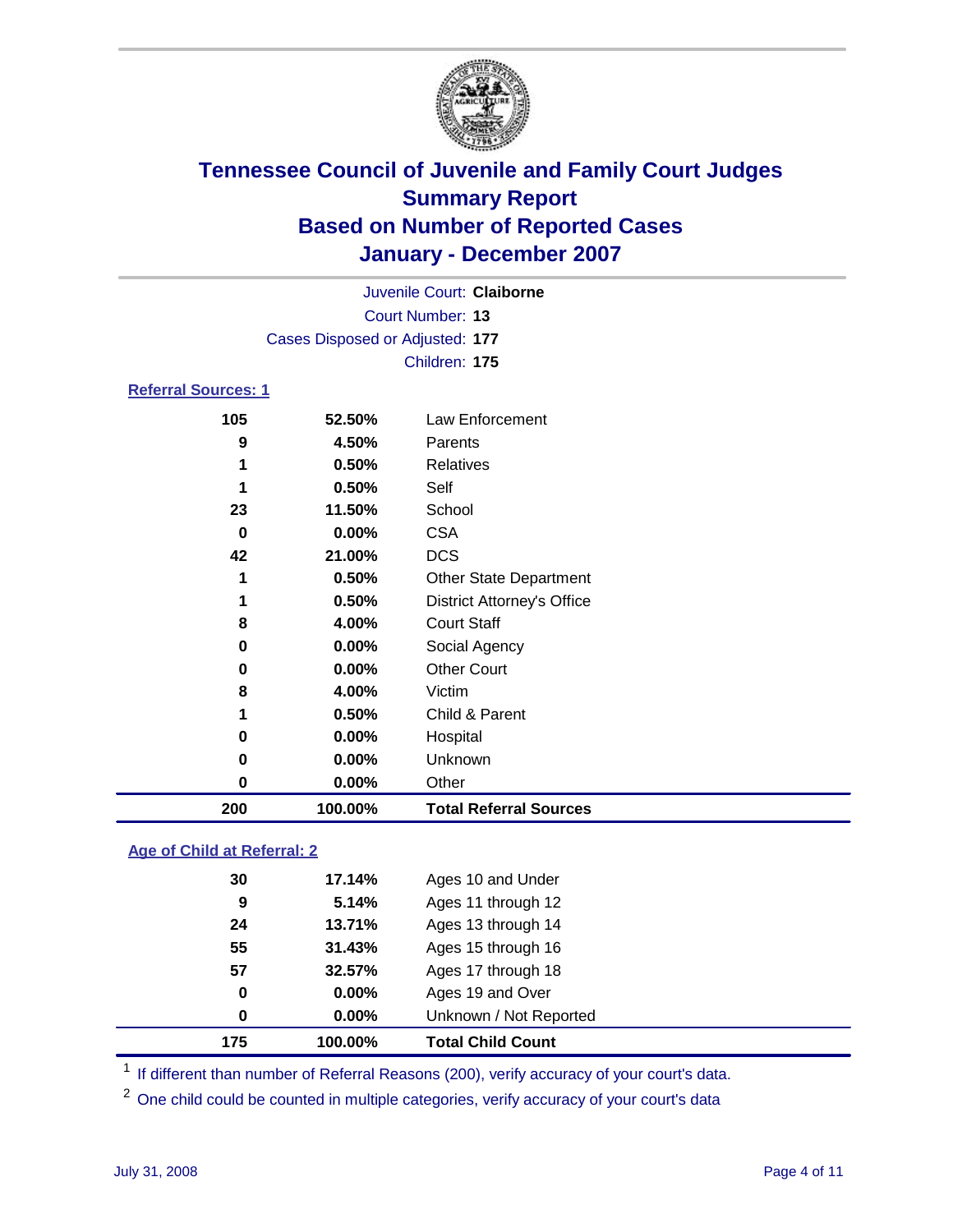# Tennessee Council of Juvenile and Family Court Judges
## Summary Report
## Based on Number of Reported Cases
## January - December 2007

Juvenile Court: **Claiborne**
Court Number: **13**
Cases Disposed or Adjusted: **177**
Children: **175**

### Referral Sources: 1

| Count | Percent | Source |
|---|---|---|
| 105 | 52.50% | Law Enforcement |
| 9 | 4.50% | Parents |
| 1 | 0.50% | Relatives |
| 1 | 0.50% | Self |
| 23 | 11.50% | School |
| 0 | 0.00% | CSA |
| 42 | 21.00% | DCS |
| 1 | 0.50% | Other State Department |
| 1 | 0.50% | District Attorney's Office |
| 8 | 4.00% | Court Staff |
| 0 | 0.00% | Social Agency |
| 0 | 0.00% | Other Court |
| 8 | 4.00% | Victim |
| 1 | 0.50% | Child & Parent |
| 0 | 0.00% | Hospital |
| 0 | 0.00% | Unknown |
| 0 | 0.00% | Other |
| **200** | **100.00%** | **Total Referral Sources** |

### Age of Child at Referral: 2

| Count | Percent | Age |
|---|---|---|
| 30 | 17.14% | Ages 10 and Under |
| 9 | 5.14% | Ages 11 through 12 |
| 24 | 13.71% | Ages 13 through 14 |
| 55 | 31.43% | Ages 15 through 16 |
| 57 | 32.57% | Ages 17 through 18 |
| 0 | 0.00% | Ages 19 and Over |
| 0 | 0.00% | Unknown / Not Reported |
| **175** | **100.00%** | **Total Child Count** |

[1] If different than number of Referral Reasons (200), verify accuracy of your court's data.

[2] One child could be counted in multiple categories, verify accuracy of your court's data

July 31, 2008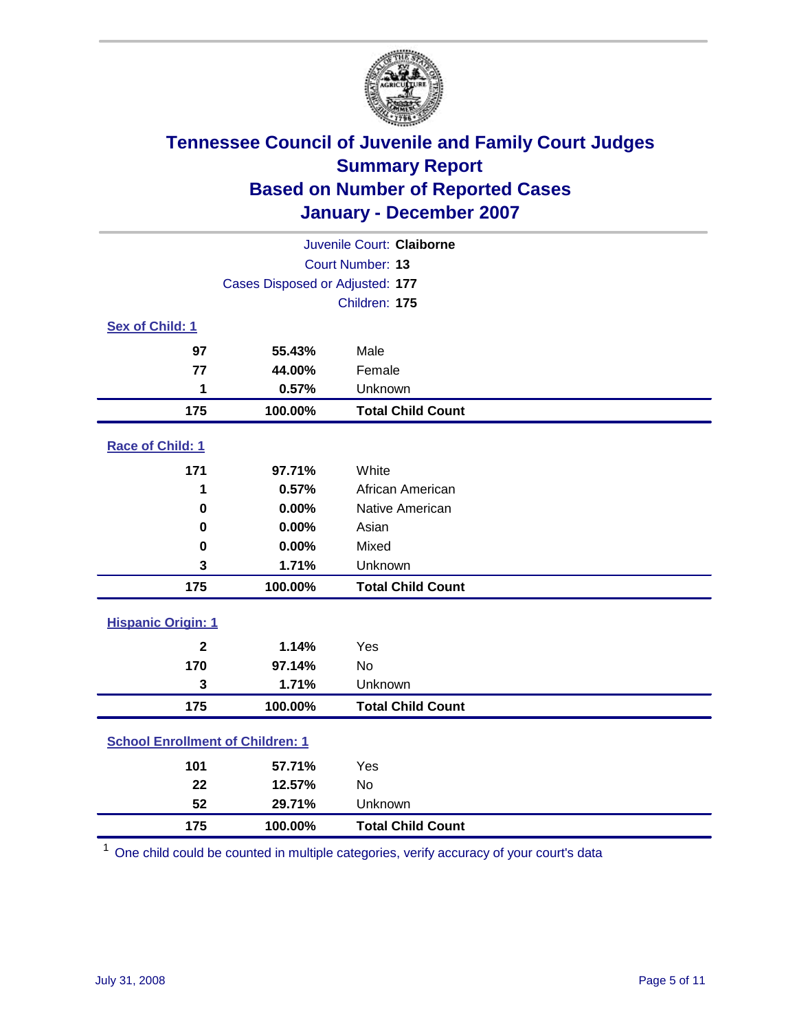# Tennessee Council of Juvenile and Family Court Judges
## Summary Report
## Based on Number of Reported Cases
## January - December 2007

Juvenile Court: **Claiborne**
Court Number: **13**
Cases Disposed or Adjusted: **177**
Children: **175**

### Sex of Child: 1

| Count | Percent | Category |
|---|---|---|
| 97 | 55.43% | Male |
| 77 | 44.00% | Female |
| 1 | 0.57% | Unknown |
| **175** | **100.00%** | **Total Child Count** |

### Race of Child: 1

| Count | Percent | Category |
|---|---|---|
| 171 | 97.71% | White |
| 1 | 0.57% | African American |
| 0 | 0.00% | Native American |
| 0 | 0.00% | Asian |
| 0 | 0.00% | Mixed |
| 3 | 1.71% | Unknown |
| **175** | **100.00%** | **Total Child Count** |

### Hispanic Origin: 1

| Count | Percent | Category |
|---|---|---|
| 2 | 1.14% | Yes |
| 170 | 97.14% | No |
| 3 | 1.71% | Unknown |
| **175** | **100.00%** | **Total Child Count** |

### School Enrollment of Children: 1

| Count | Percent | Category |
|---|---|---|
| 101 | 57.71% | Yes |
| 22 | 12.57% | No |
| 52 | 29.71% | Unknown |
| **175** | **100.00%** | **Total Child Count** |

[1] One child could be counted in multiple categories, verify accuracy of your court's data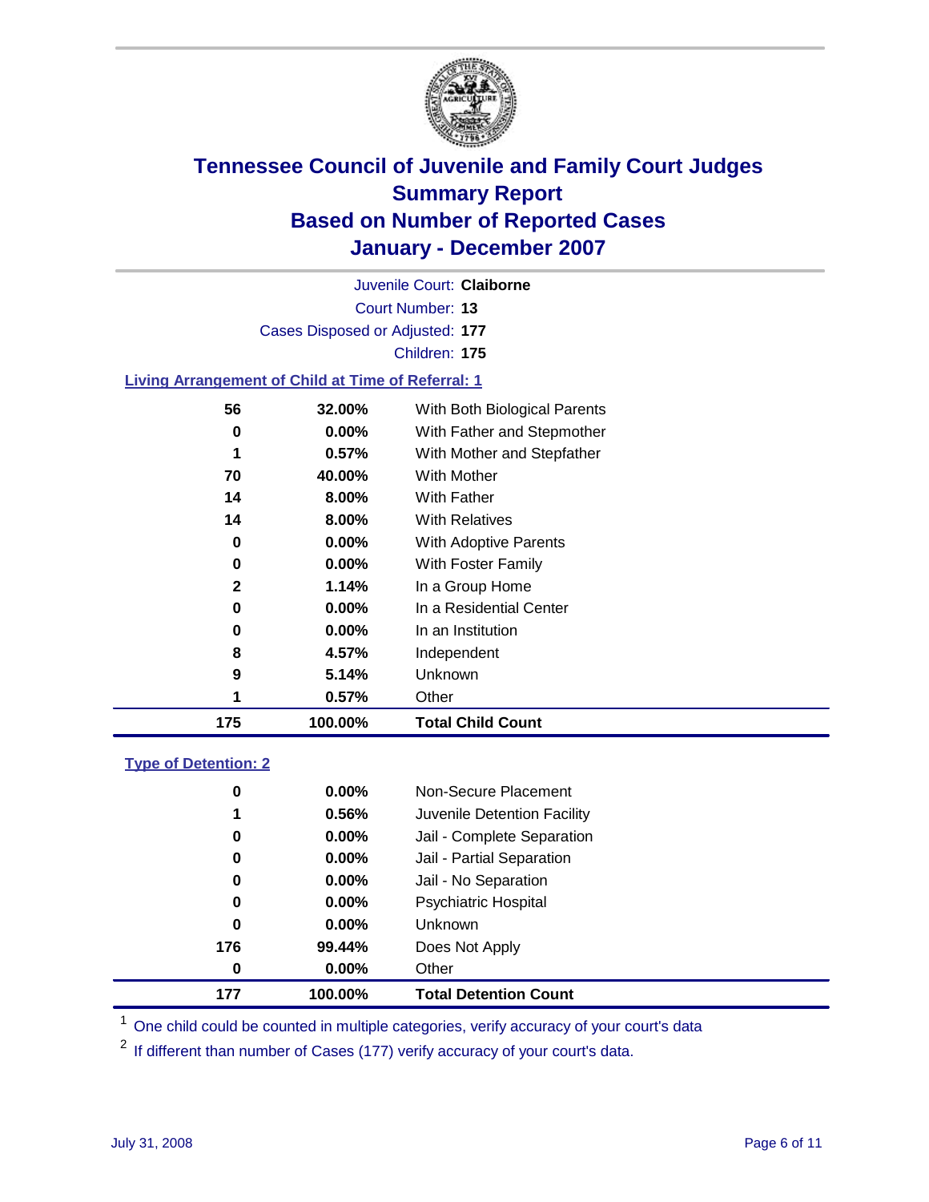# Tennessee Council of Juvenile and Family Court Judges
## Summary Report
## Based on Number of Reported Cases
## January - December 2007

Juvenile Court: **Claiborne**
Court Number: **13**
Cases Disposed or Adjusted: **177**
Children: **175**

### Living Arrangement of Child at Time of Referral: 1

| Count | Percent | Category |
|---|---|---|
| 56 | 32.00% | With Both Biological Parents |
| 0 | 0.00% | With Father and Stepmother |
| 1 | 0.57% | With Mother and Stepfather |
| 70 | 40.00% | With Mother |
| 14 | 8.00% | With Father |
| 14 | 8.00% | With Relatives |
| 0 | 0.00% | With Adoptive Parents |
| 0 | 0.00% | With Foster Family |
| 2 | 1.14% | In a Group Home |
| 0 | 0.00% | In a Residential Center |
| 0 | 0.00% | In an Institution |
| 8 | 4.57% | Independent |
| 9 | 5.14% | Unknown |
| 1 | 0.57% | Other |
| **175** | **100.00%** | **Total Child Count** |

### Type of Detention: 2

| Count | Percent | Category |
|---|---|---|
| 0 | 0.00% | Non-Secure Placement |
| 1 | 0.56% | Juvenile Detention Facility |
| 0 | 0.00% | Jail - Complete Separation |
| 0 | 0.00% | Jail - Partial Separation |
| 0 | 0.00% | Jail - No Separation |
| 0 | 0.00% | Psychiatric Hospital |
| 0 | 0.00% | Unknown |
| 176 | 99.44% | Does Not Apply |
| 0 | 0.00% | Other |
| **177** | **100.00%** | **Total Detention Count** |

[1] One child could be counted in multiple categories, verify accuracy of your court's data

[2] If different than number of Cases (177) verify accuracy of your court's data.

July 31, 2008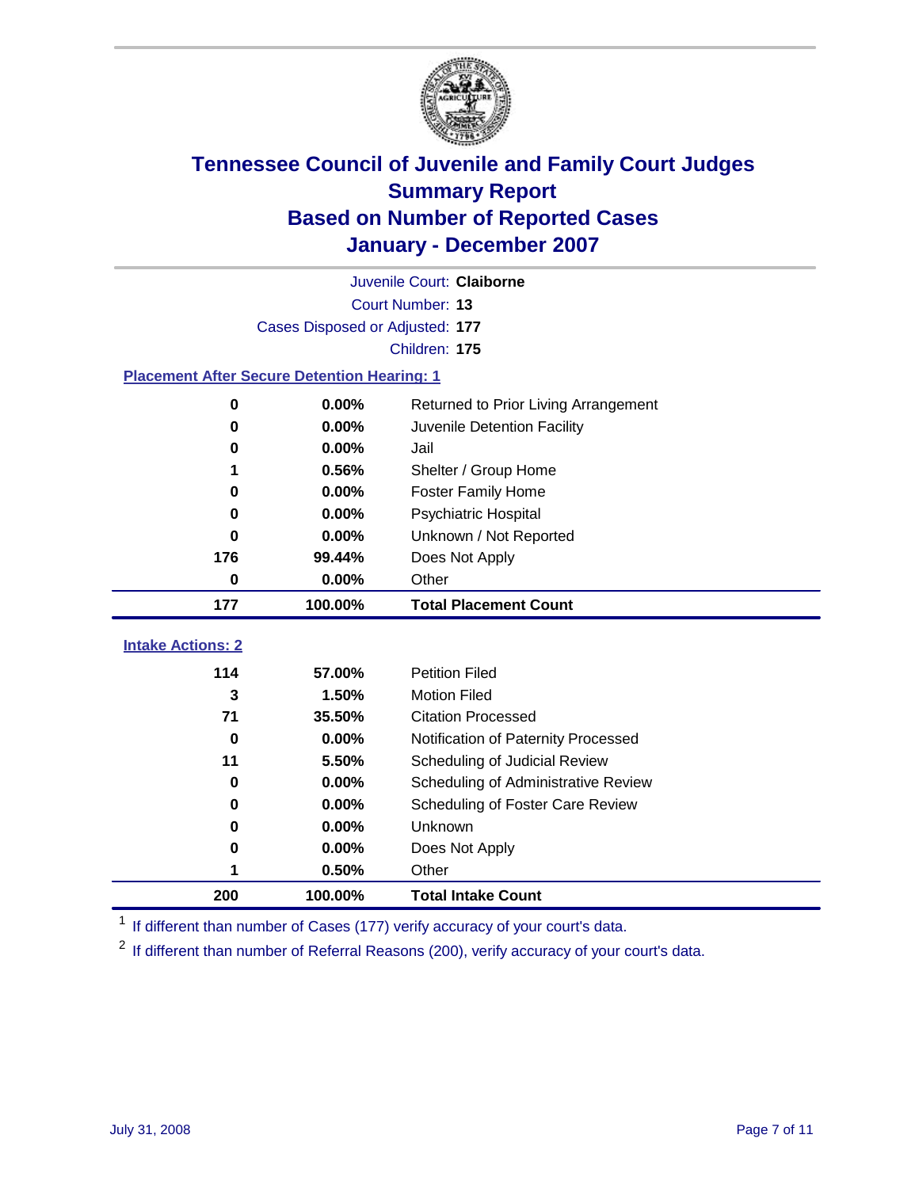# Tennessee Council of Juvenile and Family Court Judges
## Summary Report
## Based on Number of Reported Cases
## January - December 2007

Juvenile Court: **Claiborne**
Court Number: **13**
Cases Disposed or Adjusted: **177**
Children: **175**

### Placement After Secure Detention Hearing: 1

| Count | Percent | Placement |
|---|---|---|
| 0 | 0.00% | Returned to Prior Living Arrangement |
| 0 | 0.00% | Juvenile Detention Facility |
| 0 | 0.00% | Jail |
| 1 | 0.56% | Shelter / Group Home |
| 0 | 0.00% | Foster Family Home |
| 0 | 0.00% | Psychiatric Hospital |
| 0 | 0.00% | Unknown / Not Reported |
| 176 | 99.44% | Does Not Apply |
| 0 | 0.00% | Other |
| **177** | **100.00%** | **Total Placement Count** |

### Intake Actions: 2

| Count | Percent | Intake Action |
|---|---|---|
| 114 | 57.00% | Petition Filed |
| 3 | 1.50% | Motion Filed |
| 71 | 35.50% | Citation Processed |
| 0 | 0.00% | Notification of Paternity Processed |
| 11 | 5.50% | Scheduling of Judicial Review |
| 0 | 0.00% | Scheduling of Administrative Review |
| 0 | 0.00% | Scheduling of Foster Care Review |
| 0 | 0.00% | Unknown |
| 0 | 0.00% | Does Not Apply |
| 1 | 0.50% | Other |
| **200** | **100.00%** | **Total Intake Count** |

[1] If different than number of Cases (177) verify accuracy of your court's data.

[2] If different than number of Referral Reasons (200), verify accuracy of your court's data.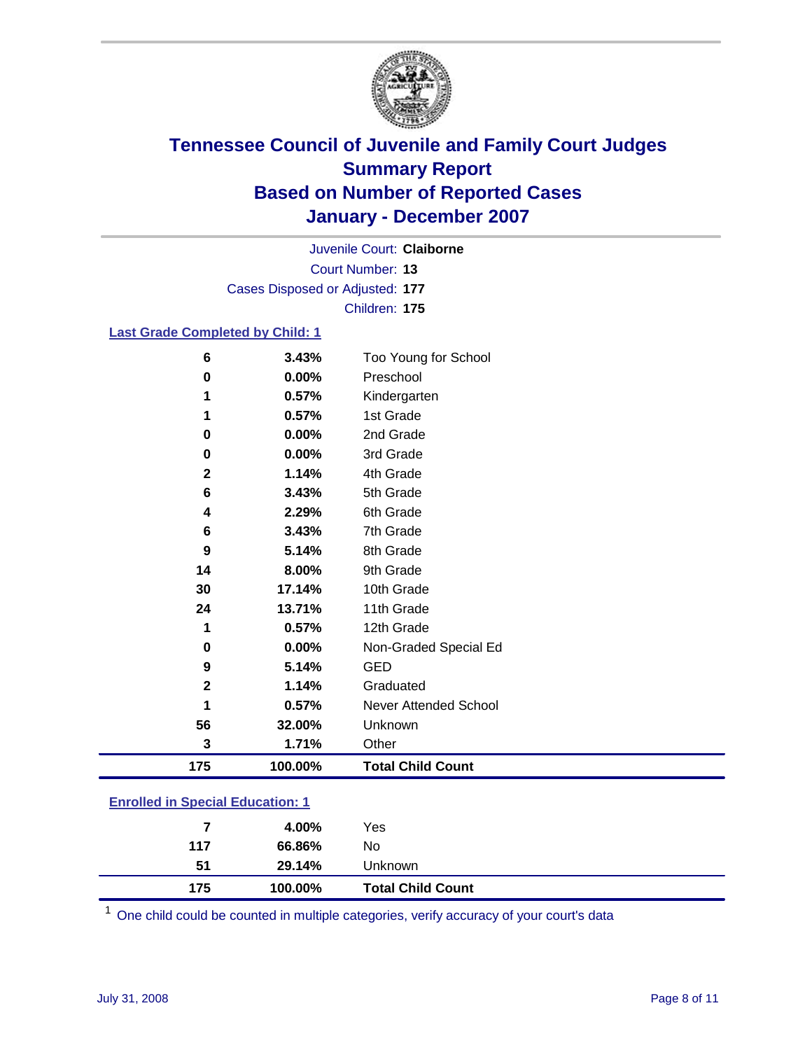# Tennessee Council of Juvenile and Family Court Judges
## Summary Report
## Based on Number of Reported Cases
## January - December 2007

Juvenile Court: **Claiborne**
Court Number: **13**
Cases Disposed or Adjusted: **177**
Children: **175**

### Last Grade Completed by Child: 1

| Count | Percent | Category |
|---|---|---|
| 6 | 3.43% | Too Young for School |
| 0 | 0.00% | Preschool |
| 1 | 0.57% | Kindergarten |
| 1 | 0.57% | 1st Grade |
| 0 | 0.00% | 2nd Grade |
| 0 | 0.00% | 3rd Grade |
| 2 | 1.14% | 4th Grade |
| 6 | 3.43% | 5th Grade |
| 4 | 2.29% | 6th Grade |
| 6 | 3.43% | 7th Grade |
| 9 | 5.14% | 8th Grade |
| 14 | 8.00% | 9th Grade |
| 30 | 17.14% | 10th Grade |
| 24 | 13.71% | 11th Grade |
| 1 | 0.57% | 12th Grade |
| 0 | 0.00% | Non-Graded Special Ed |
| 9 | 5.14% | GED |
| 2 | 1.14% | Graduated |
| 1 | 0.57% | Never Attended School |
| 56 | 32.00% | Unknown |
| 3 | 1.71% | Other |
| **175** | **100.00%** | **Total Child Count** |

### Enrolled in Special Education: 1

| Count | Percent | Category |
|---|---|---|
| 7 | 4.00% | Yes |
| 117 | 66.86% | No |
| 51 | 29.14% | Unknown |
| **175** | **100.00%** | **Total Child Count** |

[1] One child could be counted in multiple categories, verify accuracy of your court's data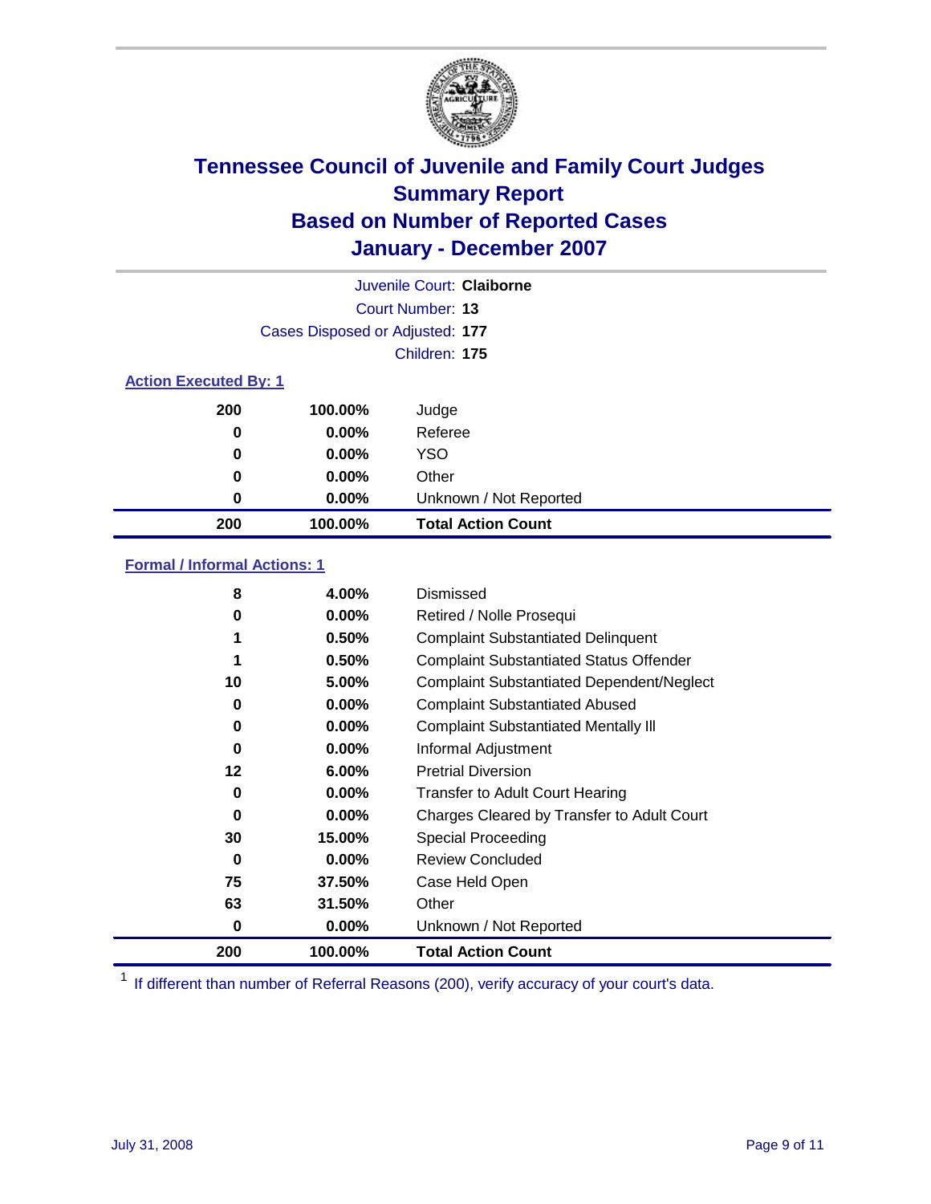# Tennessee Council of Juvenile and Family Court Judges
## Summary Report
## Based on Number of Reported Cases
## January - December 2007

Juvenile Court: **Claiborne**
Court Number: **13**
Cases Disposed or Adjusted: **177**
Children: **175**

### Action Executed By: 1

| | | |
|---|---|---|
| 200 | 100.00% | Judge |
| 0 | 0.00% | Referee |
| 0 | 0.00% | YSO |
| 0 | 0.00% | Other |
| 0 | 0.00% | Unknown / Not Reported |
| **200** | **100.00%** | **Total Action Count** |

### Formal / Informal Actions: 1

| | | |
|---|---|---|
| 8 | 4.00% | Dismissed |
| 0 | 0.00% | Retired / Nolle Prosequi |
| 1 | 0.50% | Complaint Substantiated Delinquent |
| 1 | 0.50% | Complaint Substantiated Status Offender |
| 10 | 5.00% | Complaint Substantiated Dependent/Neglect |
| 0 | 0.00% | Complaint Substantiated Abused |
| 0 | 0.00% | Complaint Substantiated Mentally Ill |
| 0 | 0.00% | Informal Adjustment |
| 12 | 6.00% | Pretrial Diversion |
| 0 | 0.00% | Transfer to Adult Court Hearing |
| 0 | 0.00% | Charges Cleared by Transfer to Adult Court |
| 30 | 15.00% | Special Proceeding |
| 0 | 0.00% | Review Concluded |
| 75 | 37.50% | Case Held Open |
| 63 | 31.50% | Other |
| 0 | 0.00% | Unknown / Not Reported |
| **200** | **100.00%** | **Total Action Count** |

[1] If different than number of Referral Reasons (200), verify accuracy of your court's data.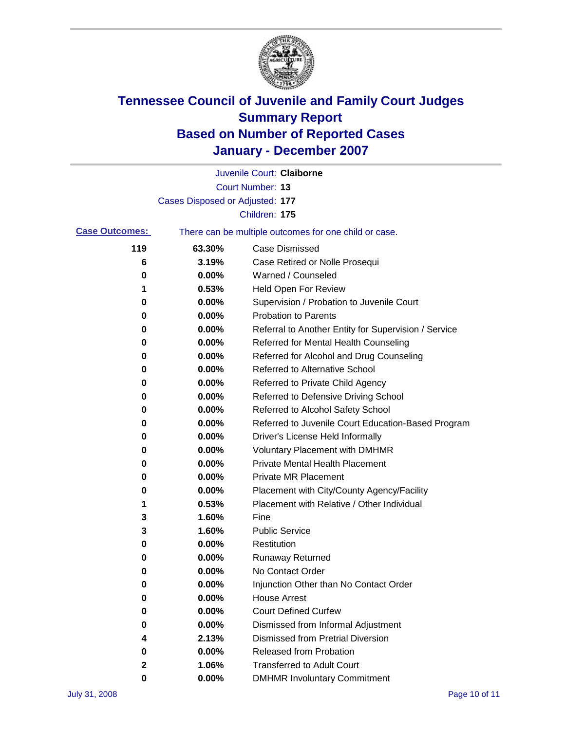# Tennessee Council of Juvenile and Family Court Judges
# Summary Report
# Based on Number of Reported Cases
# January - December 2007

Juvenile Court: **Claiborne**
Court Number: **13**
Cases Disposed or Adjusted: **177**
Children: **175**

**Case Outcomes:** There can be multiple outcomes for one child or case.

| Count | Percent | Outcome |
|---|---|---|
| 119 | 63.30% | Case Dismissed |
| 6 | 3.19% | Case Retired or Nolle Prosequi |
| 0 | 0.00% | Warned / Counseled |
| 1 | 0.53% | Held Open For Review |
| 0 | 0.00% | Supervision / Probation to Juvenile Court |
| 0 | 0.00% | Probation to Parents |
| 0 | 0.00% | Referral to Another Entity for Supervision / Service |
| 0 | 0.00% | Referred for Mental Health Counseling |
| 0 | 0.00% | Referred for Alcohol and Drug Counseling |
| 0 | 0.00% | Referred to Alternative School |
| 0 | 0.00% | Referred to Private Child Agency |
| 0 | 0.00% | Referred to Defensive Driving School |
| 0 | 0.00% | Referred to Alcohol Safety School |
| 0 | 0.00% | Referred to Juvenile Court Education-Based Program |
| 0 | 0.00% | Driver's License Held Informally |
| 0 | 0.00% | Voluntary Placement with DMHMR |
| 0 | 0.00% | Private Mental Health Placement |
| 0 | 0.00% | Private MR Placement |
| 0 | 0.00% | Placement with City/County Agency/Facility |
| 1 | 0.53% | Placement with Relative / Other Individual |
| 3 | 1.60% | Fine |
| 3 | 1.60% | Public Service |
| 0 | 0.00% | Restitution |
| 0 | 0.00% | Runaway Returned |
| 0 | 0.00% | No Contact Order |
| 0 | 0.00% | Injunction Other than No Contact Order |
| 0 | 0.00% | House Arrest |
| 0 | 0.00% | Court Defined Curfew |
| 0 | 0.00% | Dismissed from Informal Adjustment |
| 4 | 2.13% | Dismissed from Pretrial Diversion |
| 0 | 0.00% | Released from Probation |
| 2 | 1.06% | Transferred to Adult Court |
| 0 | 0.00% | DMHMR Involuntary Commitment |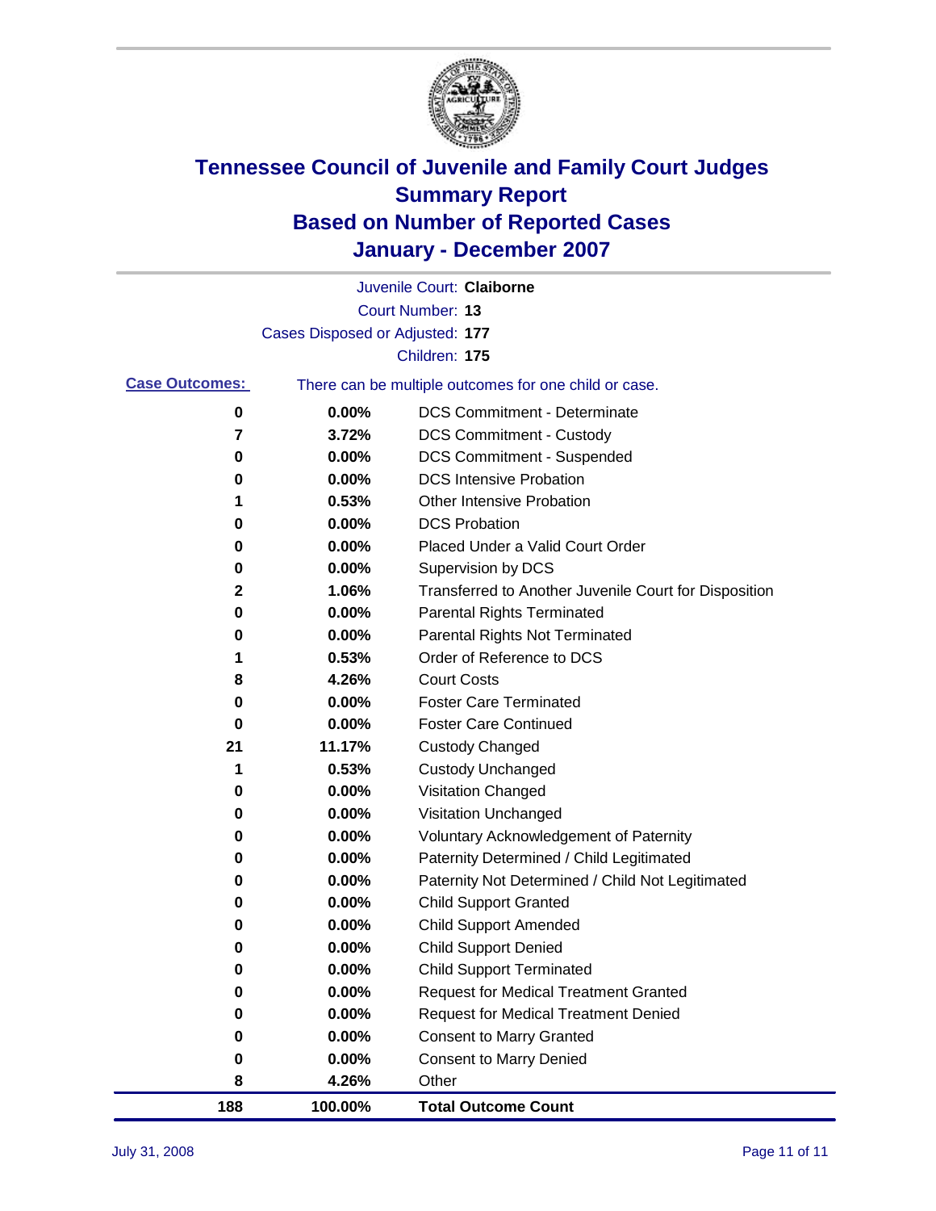# Tennessee Council of Juvenile and Family Court Judges
## Summary Report
## Based on Number of Reported Cases
## January - December 2007

Juvenile Court: **Claiborne**

Court Number: **13**

Cases Disposed or Adjusted: **177**

Children: **175**

**Case Outcomes:** There can be multiple outcomes for one child or case.

| | | |
|---|---|---|
| 0 | 0.00% | DCS Commitment - Determinate |
| 7 | 3.72% | DCS Commitment - Custody |
| 0 | 0.00% | DCS Commitment - Suspended |
| 0 | 0.00% | DCS Intensive Probation |
| 1 | 0.53% | Other Intensive Probation |
| 0 | 0.00% | DCS Probation |
| 0 | 0.00% | Placed Under a Valid Court Order |
| 0 | 0.00% | Supervision by DCS |
| 2 | 1.06% | Transferred to Another Juvenile Court for Disposition |
| 0 | 0.00% | Parental Rights Terminated |
| 0 | 0.00% | Parental Rights Not Terminated |
| 1 | 0.53% | Order of Reference to DCS |
| 8 | 4.26% | Court Costs |
| 0 | 0.00% | Foster Care Terminated |
| 0 | 0.00% | Foster Care Continued |
| 21 | 11.17% | Custody Changed |
| 1 | 0.53% | Custody Unchanged |
| 0 | 0.00% | Visitation Changed |
| 0 | 0.00% | Visitation Unchanged |
| 0 | 0.00% | Voluntary Acknowledgement of Paternity |
| 0 | 0.00% | Paternity Determined / Child Legitimated |
| 0 | 0.00% | Paternity Not Determined / Child Not Legitimated |
| 0 | 0.00% | Child Support Granted |
| 0 | 0.00% | Child Support Amended |
| 0 | 0.00% | Child Support Denied |
| 0 | 0.00% | Child Support Terminated |
| 0 | 0.00% | Request for Medical Treatment Granted |
| 0 | 0.00% | Request for Medical Treatment Denied |
| 0 | 0.00% | Consent to Marry Granted |
| 0 | 0.00% | Consent to Marry Denied |
| 8 | 4.26% | Other |
| **188** | **100.00%** | **Total Outcome Count** |

July 31, 2008